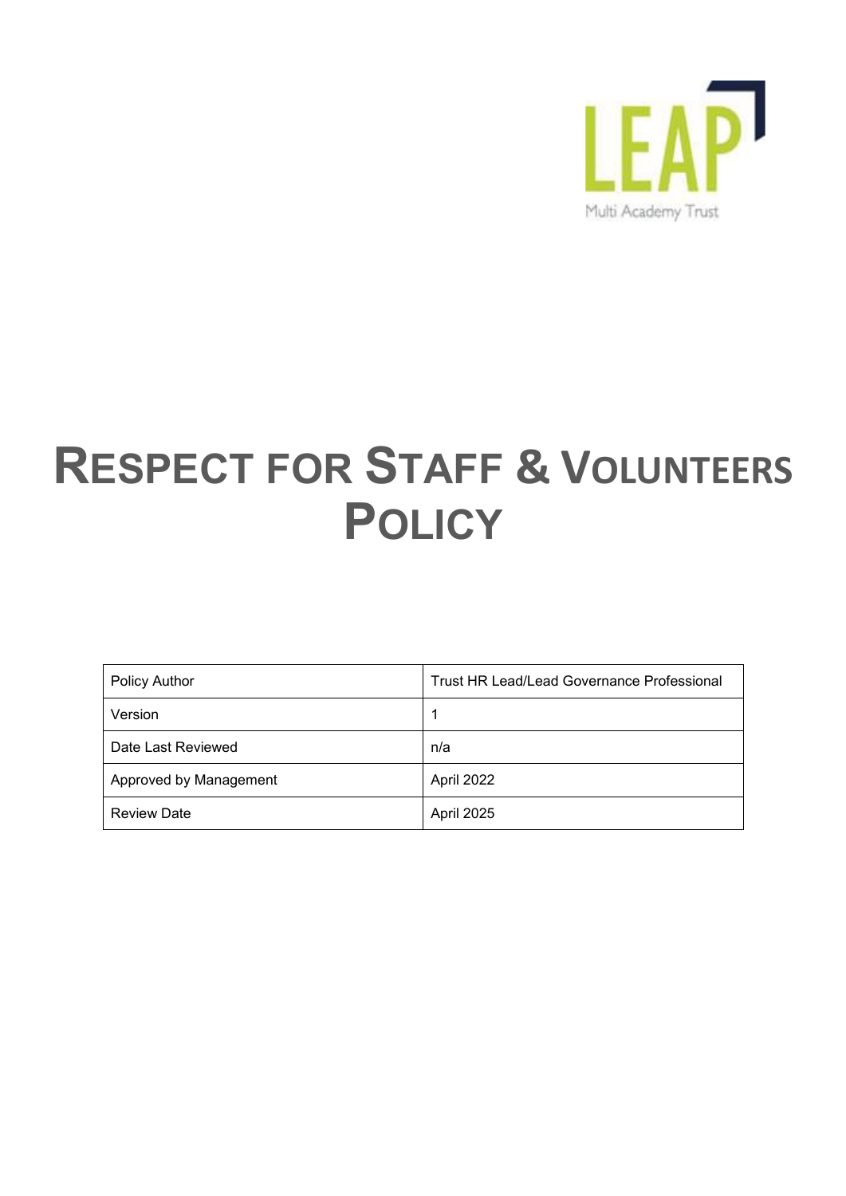LEAP

Multi Academy Trust

# RESPECT FOR STAFF & VOLUNTEERS POLICY

| Policy Author | Trust HR Lead/Lead Governance Professional |
|---|---|
| Version | 1 |
| Date Last Reviewed | n/a |
| Approved by Management | April 2022 |
| Review Date | April 2025 |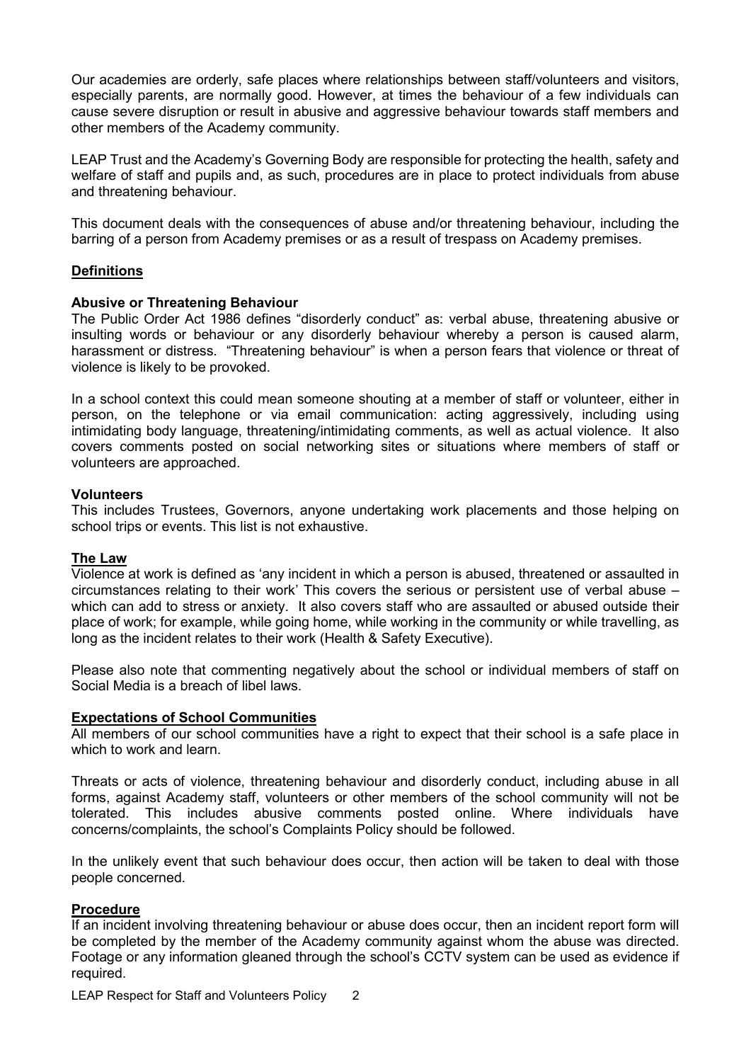Our academies are orderly, safe places where relationships between staff/volunteers and visitors, especially parents, are normally good. However, at times the behaviour of a few individuals can cause severe disruption or result in abusive and aggressive behaviour towards staff members and other members of the Academy community.

LEAP Trust and the Academy's Governing Body are responsible for protecting the health, safety and welfare of staff and pupils and, as such, procedures are in place to protect individuals from abuse and threatening behaviour.

This document deals with the consequences of abuse and/or threatening behaviour, including the barring of a person from Academy premises or as a result of trespass on Academy premises.

## Definitions

### Abusive or Threatening Behaviour

The Public Order Act 1986 defines "disorderly conduct" as: verbal abuse, threatening abusive or insulting words or behaviour or any disorderly behaviour whereby a person is caused alarm, harassment or distress. "Threatening behaviour" is when a person fears that violence or threat of violence is likely to be provoked.

In a school context this could mean someone shouting at a member of staff or volunteer, either in person, on the telephone or via email communication: acting aggressively, including using intimidating body language, threatening/intimidating comments, as well as actual violence. It also covers comments posted on social networking sites or situations where members of staff or volunteers are approached.

### Volunteers

This includes Trustees, Governors, anyone undertaking work placements and those helping on school trips or events. This list is not exhaustive.

## The Law

Violence at work is defined as 'any incident in which a person is abused, threatened or assaulted in circumstances relating to their work' This covers the serious or persistent use of verbal abuse – which can add to stress or anxiety. It also covers staff who are assaulted or abused outside their place of work; for example, while going home, while working in the community or while travelling, as long as the incident relates to their work (Health & Safety Executive).

Please also note that commenting negatively about the school or individual members of staff on Social Media is a breach of libel laws.

## Expectations of School Communities

All members of our school communities have a right to expect that their school is a safe place in which to work and learn.

Threats or acts of violence, threatening behaviour and disorderly conduct, including abuse in all forms, against Academy staff, volunteers or other members of the school community will not be tolerated. This includes abusive comments posted online. Where individuals have concerns/complaints, the school's Complaints Policy should be followed.

In the unlikely event that such behaviour does occur, then action will be taken to deal with those people concerned.

## Procedure

If an incident involving threatening behaviour or abuse does occur, then an incident report form will be completed by the member of the Academy community against whom the abuse was directed. Footage or any information gleaned through the school's CCTV system can be used as evidence if required.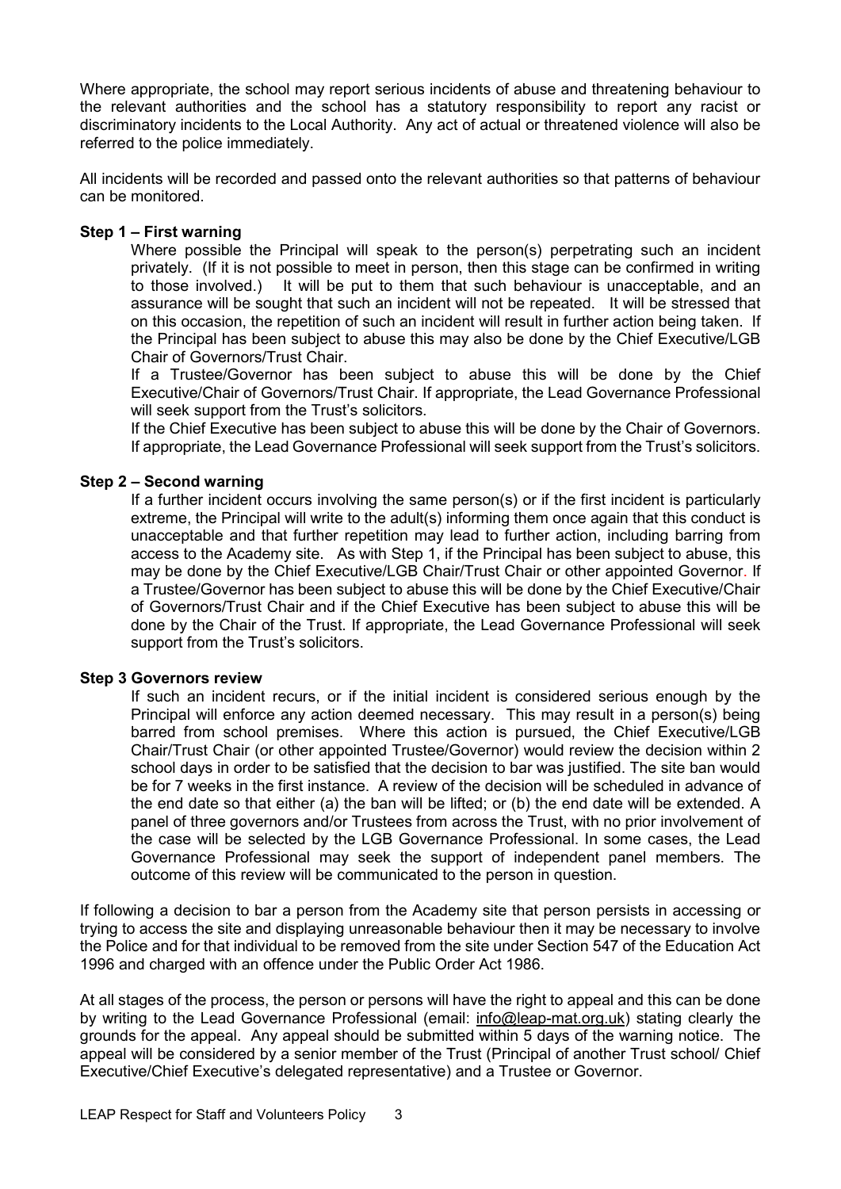Where appropriate, the school may report serious incidents of abuse and threatening behaviour to the relevant authorities and the school has a statutory responsibility to report any racist or discriminatory incidents to the Local Authority. Any act of actual or threatened violence will also be referred to the police immediately.

All incidents will be recorded and passed onto the relevant authorities so that patterns of behaviour can be monitored.

**Step 1 – First warning**

Where possible the Principal will speak to the person(s) perpetrating such an incident privately. (If it is not possible to meet in person, then this stage can be confirmed in writing to those involved.) It will be put to them that such behaviour is unacceptable, and an assurance will be sought that such an incident will not be repeated. It will be stressed that on this occasion, the repetition of such an incident will result in further action being taken. If the Principal has been subject to abuse this may also be done by the Chief Executive/LGB Chair of Governors/Trust Chair.

If a Trustee/Governor has been subject to abuse this will be done by the Chief Executive/Chair of Governors/Trust Chair. If appropriate, the Lead Governance Professional will seek support from the Trust's solicitors.

If the Chief Executive has been subject to abuse this will be done by the Chair of Governors. If appropriate, the Lead Governance Professional will seek support from the Trust's solicitors.

**Step 2 – Second warning**

If a further incident occurs involving the same person(s) or if the first incident is particularly extreme, the Principal will write to the adult(s) informing them once again that this conduct is unacceptable and that further repetition may lead to further action, including barring from access to the Academy site. As with Step 1, if the Principal has been subject to abuse, this may be done by the Chief Executive/LGB Chair/Trust Chair or other appointed Governor. If a Trustee/Governor has been subject to abuse this will be done by the Chief Executive/Chair of Governors/Trust Chair and if the Chief Executive has been subject to abuse this will be done by the Chair of the Trust. If appropriate, the Lead Governance Professional will seek support from the Trust's solicitors.

**Step 3 Governors review**

If such an incident recurs, or if the initial incident is considered serious enough by the Principal will enforce any action deemed necessary. This may result in a person(s) being barred from school premises. Where this action is pursued, the Chief Executive/LGB Chair/Trust Chair (or other appointed Trustee/Governor) would review the decision within 2 school days in order to be satisfied that the decision to bar was justified. The site ban would be for 7 weeks in the first instance. A review of the decision will be scheduled in advance of the end date so that either (a) the ban will be lifted; or (b) the end date will be extended. A panel of three governors and/or Trustees from across the Trust, with no prior involvement of the case will be selected by the LGB Governance Professional. In some cases, the Lead Governance Professional may seek the support of independent panel members. The outcome of this review will be communicated to the person in question.

If following a decision to bar a person from the Academy site that person persists in accessing or trying to access the site and displaying unreasonable behaviour then it may be necessary to involve the Police and for that individual to be removed from the site under Section 547 of the Education Act 1996 and charged with an offence under the Public Order Act 1986.

At all stages of the process, the person or persons will have the right to appeal and this can be done by writing to the Lead Governance Professional (email: info@leap-mat.org.uk) stating clearly the grounds for the appeal. Any appeal should be submitted within 5 days of the warning notice. The appeal will be considered by a senior member of the Trust (Principal of another Trust school/ Chief Executive/Chief Executive's delegated representative) and a Trustee or Governor.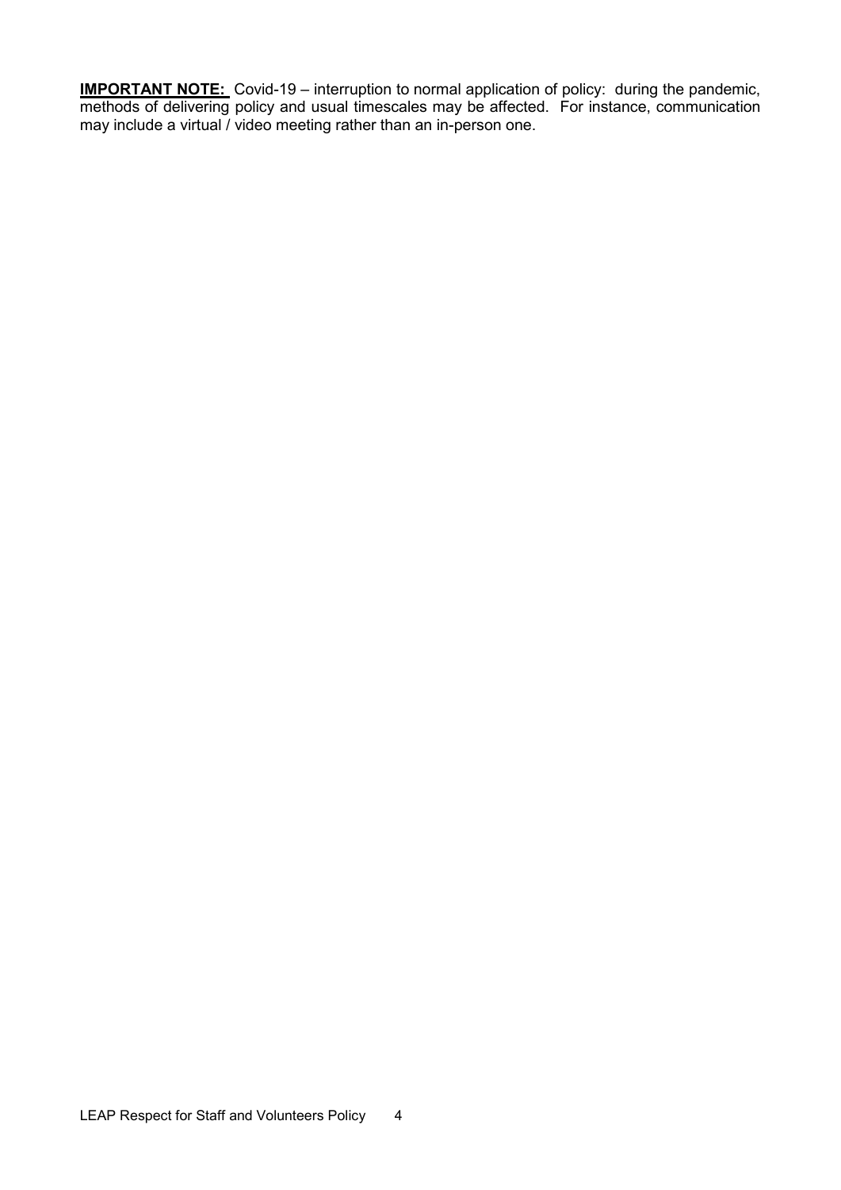**IMPORTANT NOTE:** Covid-19 – interruption to normal application of policy: during the pandemic, methods of delivering policy and usual timescales may be affected. For instance, communication may include a virtual / video meeting rather than an in-person one.